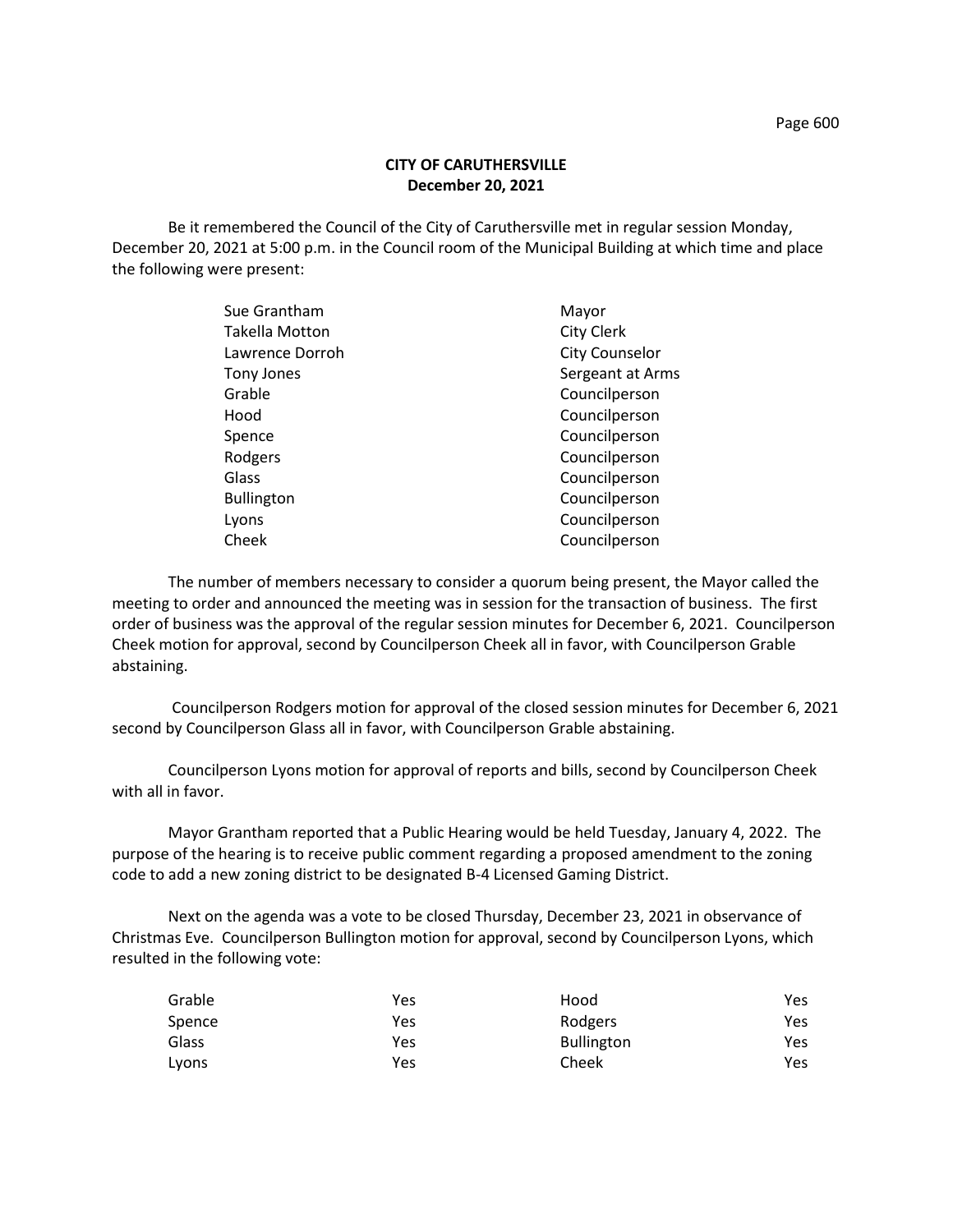**CITY OF CARUTHERSVILLE**
**December 20, 2021**

Be it remembered the Council of the City of Caruthersville met in regular session Monday, December 20, 2021 at 5:00 p.m. in the Council room of the Municipal Building at which time and place the following were present:

| | |
|---|---|
| Sue Grantham | Mayor |
| Takella Motton | City Clerk |
| Lawrence Dorroh | City Counselor |
| Tony Jones | Sergeant at Arms |
| Grable | Councilperson |
| Hood | Councilperson |
| Spence | Councilperson |
| Rodgers | Councilperson |
| Glass | Councilperson |
| Bullington | Councilperson |
| Lyons | Councilperson |
| Cheek | Councilperson |

The number of members necessary to consider a quorum being present, the Mayor called the meeting to order and announced the meeting was in session for the transaction of business. The first order of business was the approval of the regular session minutes for December 6, 2021. Councilperson Cheek motion for approval, second by Councilperson Cheek all in favor, with Councilperson Grable abstaining.

Councilperson Rodgers motion for approval of the closed session minutes for December 6, 2021 second by Councilperson Glass all in favor, with Councilperson Grable abstaining.

Councilperson Lyons motion for approval of reports and bills, second by Councilperson Cheek with all in favor.

Mayor Grantham reported that a Public Hearing would be held Tuesday, January 4, 2022. The purpose of the hearing is to receive public comment regarding a proposed amendment to the zoning code to add a new zoning district to be designated B-4 Licensed Gaming District.

Next on the agenda was a vote to be closed Thursday, December 23, 2021 in observance of Christmas Eve. Councilperson Bullington motion for approval, second by Councilperson Lyons, which resulted in the following vote:

| | | | |
|---|---|---|---|
| Grable | Yes | Hood | Yes |
| Spence | Yes | Rodgers | Yes |
| Glass | Yes | Bullington | Yes |
| Lyons | Yes | Cheek | Yes |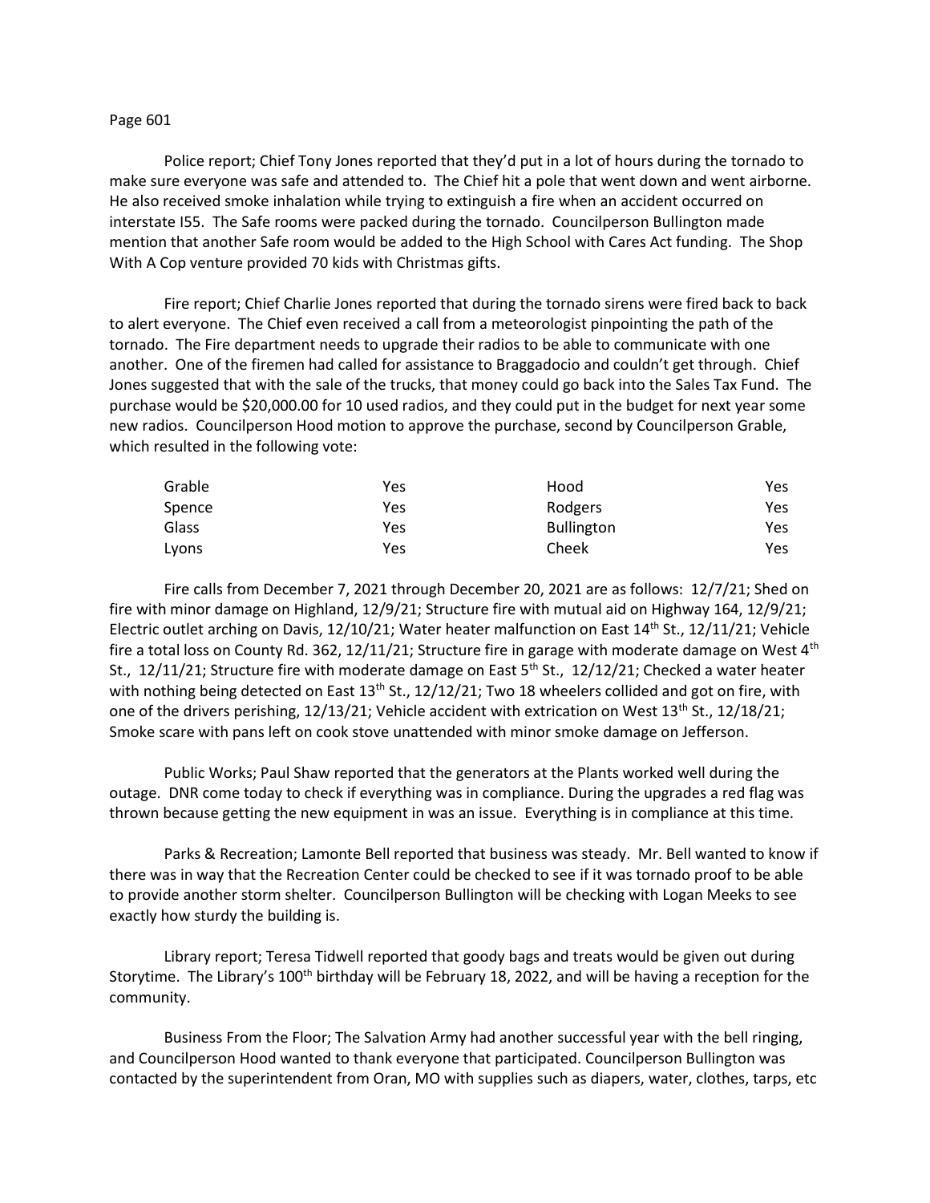Police report; Chief Tony Jones reported that they'd put in a lot of hours during the tornado to make sure everyone was safe and attended to. The Chief hit a pole that went down and went airborne. He also received smoke inhalation while trying to extinguish a fire when an accident occurred on interstate I55. The Safe rooms were packed during the tornado. Councilperson Bullington made mention that another Safe room would be added to the High School with Cares Act funding. The Shop With A Cop venture provided 70 kids with Christmas gifts.

Fire report; Chief Charlie Jones reported that during the tornado sirens were fired back to back to alert everyone. The Chief even received a call from a meteorologist pinpointing the path of the tornado. The Fire department needs to upgrade their radios to be able to communicate with one another. One of the firemen had called for assistance to Braggadocio and couldn't get through. Chief Jones suggested that with the sale of the trucks, that money could go back into the Sales Tax Fund. The purchase would be $20,000.00 for 10 used radios, and they could put in the budget for next year some new radios. Councilperson Hood motion to approve the purchase, second by Councilperson Grable, which resulted in the following vote:

| | | | |
|---|---|---|---|
| Grable | Yes | Hood | Yes |
| Spence | Yes | Rodgers | Yes |
| Glass | Yes | Bullington | Yes |
| Lyons | Yes | Cheek | Yes |

Fire calls from December 7, 2021 through December 20, 2021 are as follows: 12/7/21; Shed on fire with minor damage on Highland, 12/9/21; Structure fire with mutual aid on Highway 164, 12/9/21; Electric outlet arching on Davis, 12/10/21; Water heater malfunction on East 14th St., 12/11/21; Vehicle fire a total loss on County Rd. 362, 12/11/21; Structure fire in garage with moderate damage on West 4th St., 12/11/21; Structure fire with moderate damage on East 5th St., 12/12/21; Checked a water heater with nothing being detected on East 13th St., 12/12/21; Two 18 wheelers collided and got on fire, with one of the drivers perishing, 12/13/21; Vehicle accident with extrication on West 13th St., 12/18/21; Smoke scare with pans left on cook stove unattended with minor smoke damage on Jefferson.

Public Works; Paul Shaw reported that the generators at the Plants worked well during the outage. DNR come today to check if everything was in compliance. During the upgrades a red flag was thrown because getting the new equipment in was an issue. Everything is in compliance at this time.

Parks & Recreation; Lamonte Bell reported that business was steady. Mr. Bell wanted to know if there was in way that the Recreation Center could be checked to see if it was tornado proof to be able to provide another storm shelter. Councilperson Bullington will be checking with Logan Meeks to see exactly how sturdy the building is.

Library report; Teresa Tidwell reported that goody bags and treats would be given out during Storytime. The Library's 100th birthday will be February 18, 2022, and will be having a reception for the community.

Business From the Floor; The Salvation Army had another successful year with the bell ringing, and Councilperson Hood wanted to thank everyone that participated. Councilperson Bullington was contacted by the superintendent from Oran, MO with supplies such as diapers, water, clothes, tarps, etc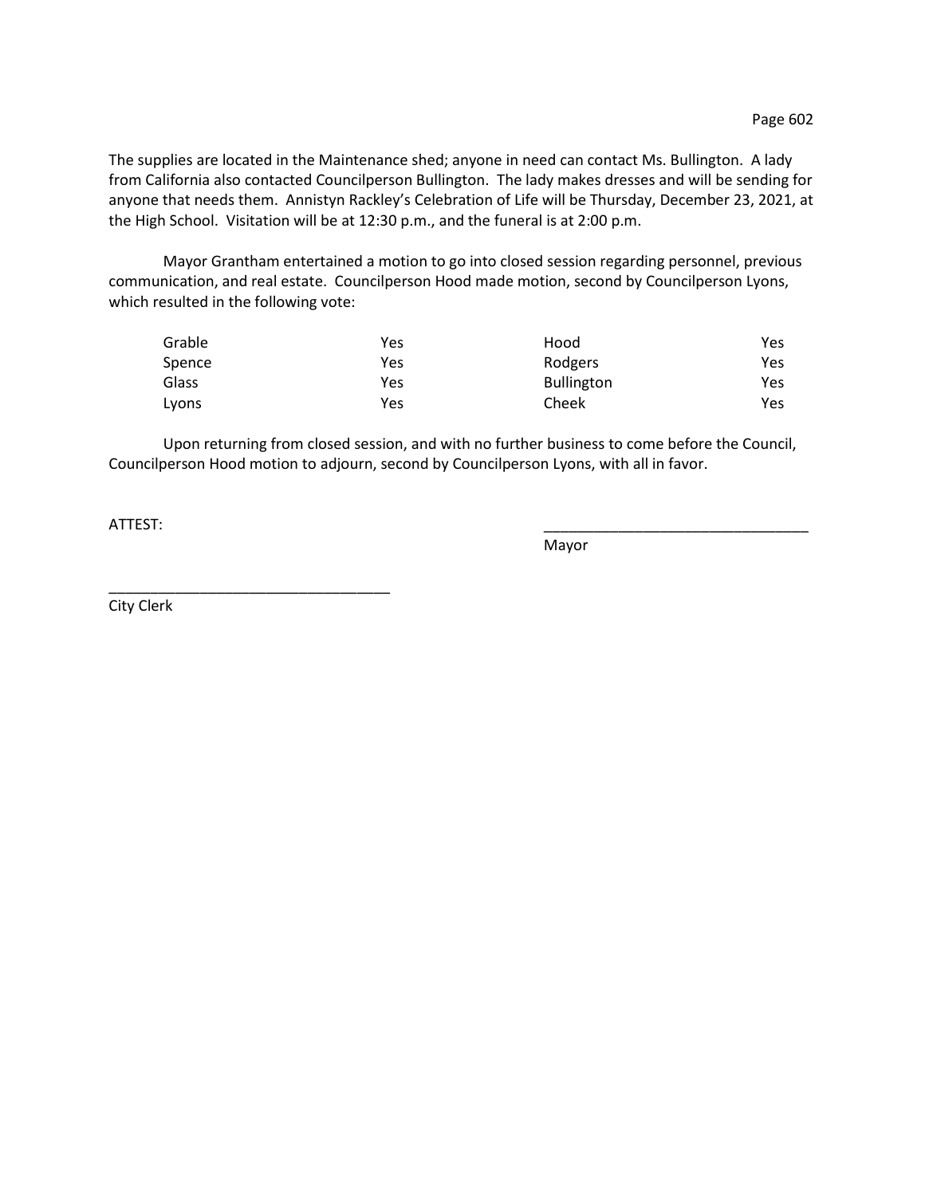The supplies are located in the Maintenance shed; anyone in need can contact Ms. Bullington. A lady from California also contacted Councilperson Bullington. The lady makes dresses and will be sending for anyone that needs them. Annistyn Rackley's Celebration of Life will be Thursday, December 23, 2021, at the High School. Visitation will be at 12:30 p.m., and the funeral is at 2:00 p.m.

Mayor Grantham entertained a motion to go into closed session regarding personnel, previous communication, and real estate. Councilperson Hood made motion, second by Councilperson Lyons, which resulted in the following vote:

| | | | |
|---|---|---|---|
| Grable | Yes | Hood | Yes |
| Spence | Yes | Rodgers | Yes |
| Glass | Yes | Bullington | Yes |
| Lyons | Yes | Cheek | Yes |

Upon returning from closed session, and with no further business to come before the Council, Councilperson Hood motion to adjourn, second by Councilperson Lyons, with all in favor.

ATTEST:

_________________________________
Mayor

_________________________________
City Clerk